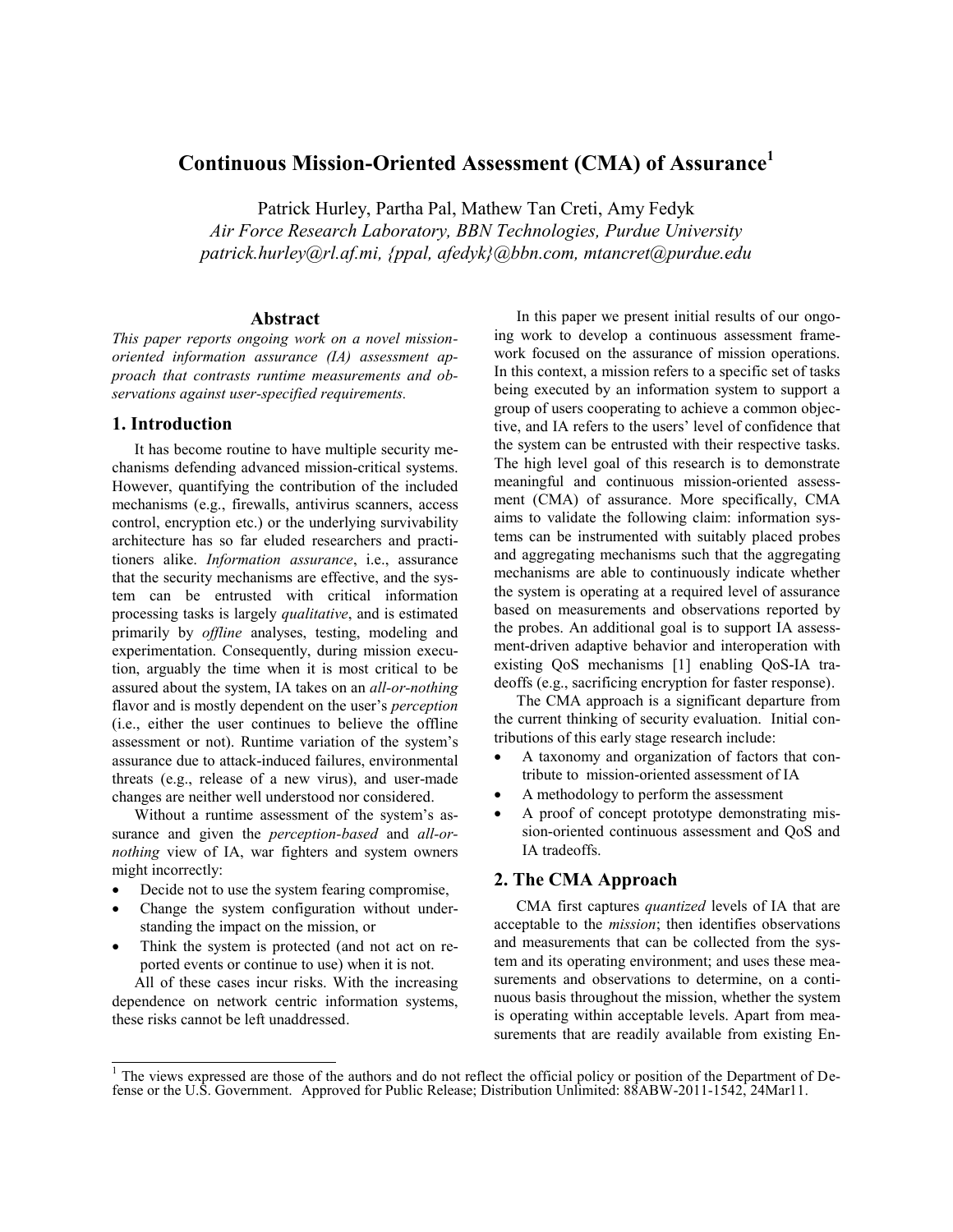# Continuous Mission-Oriented Assessment (CMA) of Assurance[1]

Patrick Hurley, Partha Pal, Mathew Tan Creti, Amy Fedyk

*Air Force Research Laboratory, BBN Technologies, Purdue University*

*patrick.hurley@rl.af.mi, {ppal, afedyk}@bbn.com, mtancret@purdue.edu*

## Abstract

*This paper reports ongoing work on a novel mission-oriented information assurance (IA) assessment approach that contrasts runtime measurements and observations against user-specified requirements.*

## 1. Introduction

It has become routine to have multiple security mechanisms defending advanced mission-critical systems. However, quantifying the contribution of the included mechanisms (e.g., firewalls, antivirus scanners, access control, encryption etc.) or the underlying survivability architecture has so far eluded researchers and practitioners alike. *Information assurance*, i.e., assurance that the security mechanisms are effective, and the system can be entrusted with critical information processing tasks is largely *qualitative*, and is estimated primarily by *offline* analyses, testing, modeling and experimentation. Consequently, during mission execution, arguably the time when it is most critical to be assured about the system, IA takes on an *all-or-nothing* flavor and is mostly dependent on the user's *perception* (i.e., either the user continues to believe the offline assessment or not). Runtime variation of the system's assurance due to attack-induced failures, environmental threats (e.g., release of a new virus), and user-made changes are neither well understood nor considered.

Without a runtime assessment of the system's assurance and given the *perception-based* and *all-or-nothing* view of IA, war fighters and system owners might incorrectly:

- Decide not to use the system fearing compromise,
- Change the system configuration without understanding the impact on the mission, or
- Think the system is protected (and not act on reported events or continue to use) when it is not.

All of these cases incur risks. With the increasing dependence on network centric information systems, these risks cannot be left unaddressed.

In this paper we present initial results of our ongoing work to develop a continuous assessment framework focused on the assurance of mission operations. In this context, a mission refers to a specific set of tasks being executed by an information system to support a group of users cooperating to achieve a common objective, and IA refers to the users' level of confidence that the system can be entrusted with their respective tasks. The high level goal of this research is to demonstrate meaningful and continuous mission-oriented assessment (CMA) of assurance. More specifically, CMA aims to validate the following claim: information systems can be instrumented with suitably placed probes and aggregating mechanisms such that the aggregating mechanisms are able to continuously indicate whether the system is operating at a required level of assurance based on measurements and observations reported by the probes. An additional goal is to support IA assessment-driven adaptive behavior and interoperation with existing QoS mechanisms [1] enabling QoS-IA tradeoffs (e.g., sacrificing encryption for faster response).

The CMA approach is a significant departure from the current thinking of security evaluation. Initial contributions of this early stage research include:

- A taxonomy and organization of factors that contribute to mission-oriented assessment of IA
- A methodology to perform the assessment
- A proof of concept prototype demonstrating mission-oriented continuous assessment and QoS and IA tradeoffs.

## 2. The CMA Approach

CMA first captures *quantized* levels of IA that are acceptable to the *mission*; then identifies observations and measurements that can be collected from the system and its operating environment; and uses these measurements and observations to determine, on a continuous basis throughout the mission, whether the system is operating within acceptable levels. Apart from measurements that are readily available from existing En-

[1] The views expressed are those of the authors and do not reflect the official policy or position of the Department of Defense or the U.S. Government. Approved for Public Release; Distribution Unlimited: 88ABW-2011-1542, 24Mar11.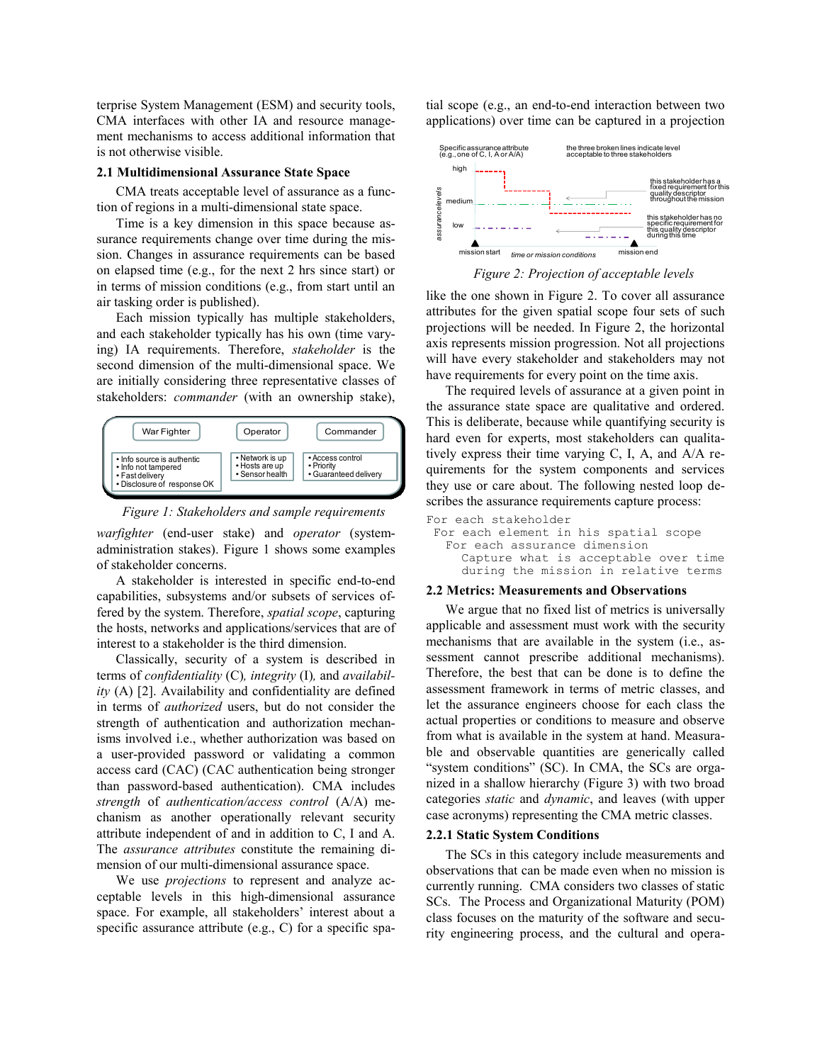terprise System Management (ESM) and security tools, CMA interfaces with other IA and resource management mechanisms to access additional information that is not otherwise visible.

### 2.1 Multidimensional Assurance State Space

CMA treats acceptable level of assurance as a function of regions in a multi-dimensional state space.

Time is a key dimension in this space because assurance requirements change over time during the mission. Changes in assurance requirements can be based on elapsed time (e.g., for the next 2 hrs since start) or in terms of mission conditions (e.g., from start until an air tasking order is published).

Each mission typically has multiple stakeholders, and each stakeholder typically has his own (time varying) IA requirements. Therefore, *stakeholder* is the second dimension of the multi-dimensional space. We are initially considering three representative classes of stakeholders: *commander* (with an ownership stake),

| War Fighter | Operator | Commander |
|---|---|---|
| • Info source is authentic<br>• Info not tampered<br>• Fast delivery<br>• Disclosure of response OK | • Network is up<br>• Hosts are up<br>• Sensor health | • Access control<br>• Priority<br>• Guaranteed delivery |

*Figure 1: Stakeholders and sample requirements*

*warfighter* (end-user stake) and *operator* (system-administration stakes). Figure 1 shows some examples of stakeholder concerns.

A stakeholder is interested in specific end-to-end capabilities, subsystems and/or subsets of services offered by the system. Therefore, *spatial scope*, capturing the hosts, networks and applications/services that are of interest to a stakeholder is the third dimension.

Classically, security of a system is described in terms of *confidentiality* (C), *integrity* (I), and *availability* (A) [2]. Availability and confidentiality are defined in terms of *authorized* users, but do not consider the strength of authentication and authorization mechanisms involved i.e., whether authorization was based on a user-provided password or validating a common access card (CAC) (CAC authentication being stronger than password-based authentication). CMA includes *strength* of *authentication/access control* (A/A) mechanism as another operationally relevant security attribute independent of and in addition to C, I and A. The *assurance attributes* constitute the remaining dimension of our multi-dimensional assurance space.

We use *projections* to represent and analyze acceptable levels in this high-dimensional assurance space. For example, all stakeholders' interest about a specific assurance attribute (e.g., C) for a specific spatial scope (e.g., an end-to-end interaction between two applications) over time can be captured in a projection

*Figure 2: Projection of acceptable levels*

like the one shown in Figure 2. To cover all assurance attributes for the given spatial scope four sets of such projections will be needed. In Figure 2, the horizontal axis represents mission progression. Not all projections will have every stakeholder and stakeholders may not have requirements for every point on the time axis.

The required levels of assurance at a given point in the assurance state space are qualitative and ordered. This is deliberate, because while quantifying security is hard even for experts, most stakeholders can qualitatively express their time varying C, I, A, and A/A requirements for the system components and services they use or care about. The following nested loop describes the assurance requirements capture process:

```
For each stakeholder
 For each element in his spatial scope
   For each assurance dimension
     Capture what is acceptable over time
     during the mission in relative terms
```

### 2.2 Metrics: Measurements and Observations

We argue that no fixed list of metrics is universally applicable and assessment must work with the security mechanisms that are available in the system (i.e., assessment cannot prescribe additional mechanisms). Therefore, the best that can be done is to define the assessment framework in terms of metric classes, and let the assurance engineers choose for each class the actual properties or conditions to measure and observe from what is available in the system at hand. Measurable and observable quantities are generically called "system conditions" (SC). In CMA, the SCs are organized in a shallow hierarchy (Figure 3) with two broad categories *static* and *dynamic*, and leaves (with upper case acronyms) representing the CMA metric classes.

#### 2.2.1 Static System Conditions

The SCs in this category include measurements and observations that can be made even when no mission is currently running. CMA considers two classes of static SCs. The Process and Organizational Maturity (POM) class focuses on the maturity of the software and security engineering process, and the cultural and opera-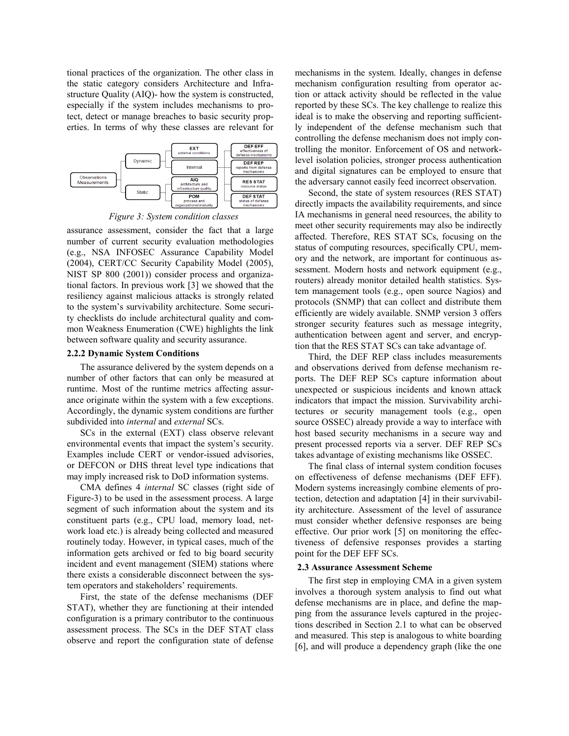tional practices of the organization. The other class in the static category considers Architecture and Infrastructure Quality (AIQ)- how the system is constructed, especially if the system includes mechanisms to protect, detect or manage breaches to basic security properties. In terms of why these classes are relevant for assurance assessment, consider the fact that a large number of current security evaluation methodologies (e.g., NSA INFOSEC Assurance Capability Model (2004), CERT/CC Security Capability Model (2005), NIST SP 800 (2001)) consider process and organizational factors. In previous work [3] we showed that the resiliency against malicious attacks is strongly related to the system's survivability architecture. Some security checklists do include architectural quality and common Weakness Enumeration (CWE) highlights the link between software quality and security assurance.

*Figure 3: System condition classes*

#### 2.2.2 Dynamic System Conditions

The assurance delivered by the system depends on a number of other factors that can only be measured at runtime. Most of the runtime metrics affecting assurance originate within the system with a few exceptions. Accordingly, the dynamic system conditions are further subdivided into *internal* and *external* SCs.

SCs in the external (EXT) class observe relevant environmental events that impact the system's security. Examples include CERT or vendor-issued advisories, or DEFCON or DHS threat level type indications that may imply increased risk to DoD information systems.

CMA defines 4 *internal* SC classes (right side of Figure-3) to be used in the assessment process. A large segment of such information about the system and its constituent parts (e.g., CPU load, memory load, network load etc.) is already being collected and measured routinely today. However, in typical cases, much of the information gets archived or fed to big board security incident and event management (SIEM) stations where there exists a considerable disconnect between the system operators and stakeholders' requirements.

First, the state of the defense mechanisms (DEF STAT), whether they are functioning at their intended configuration is a primary contributor to the continuous assessment process. The SCs in the DEF STAT class observe and report the configuration state of defense mechanisms in the system. Ideally, changes in defense mechanism configuration resulting from operator action or attack activity should be reflected in the value reported by these SCs. The key challenge to realize this ideal is to make the observing and reporting sufficiently independent of the defense mechanism such that controlling the defense mechanism does not imply controlling the monitor. Enforcement of OS and network-level isolation policies, stronger process authentication and digital signatures can be employed to ensure that the adversary cannot easily feed incorrect observation.

Second, the state of system resources (RES STAT) directly impacts the availability requirements, and since IA mechanisms in general need resources, the ability to meet other security requirements may also be indirectly affected. Therefore, RES STAT SCs, focusing on the status of computing resources, specifically CPU, memory and the network, are important for continuous assessment. Modern hosts and network equipment (e.g., routers) already monitor detailed health statistics. System management tools (e.g., open source Nagios) and protocols (SNMP) that can collect and distribute them efficiently are widely available. SNMP version 3 offers stronger security features such as message integrity, authentication between agent and server, and encryption that the RES STAT SCs can take advantage of.

Third, the DEF REP class includes measurements and observations derived from defense mechanism reports. The DEF REP SCs capture information about unexpected or suspicious incidents and known attack indicators that impact the mission. Survivability architectures or security management tools (e.g., open source OSSEC) already provide a way to interface with host based security mechanisms in a secure way and present processed reports via a server. DEF REP SCs takes advantage of existing mechanisms like OSSEC.

The final class of internal system condition focuses on effectiveness of defense mechanisms (DEF EFF). Modern systems increasingly combine elements of protection, detection and adaptation [4] in their survivability architecture. Assessment of the level of assurance must consider whether defensive responses are being effective. Our prior work [5] on monitoring the effectiveness of defensive responses provides a starting point for the DEF EFF SCs.

### 2.3 Assurance Assessment Scheme

The first step in employing CMA in a given system involves a thorough system analysis to find out what defense mechanisms are in place, and define the mapping from the assurance levels captured in the projections described in Section 2.1 to what can be observed and measured. This step is analogous to white boarding [6], and will produce a dependency graph (like the one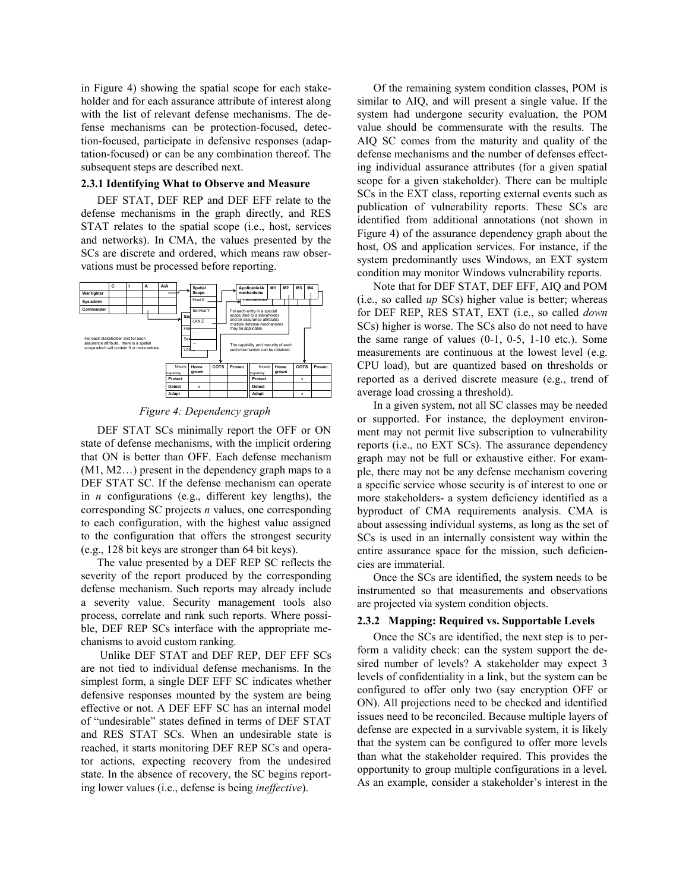in Figure 4) showing the spatial scope for each stakeholder and for each assurance attribute of interest along with the list of relevant defense mechanisms. The defense mechanisms can be protection-focused, detection-focused, participate in defensive responses (adaptation-focused) or can be any combination thereof. The subsequent steps are described next.

### 2.3.1 Identifying What to Observe and Measure

DEF STAT, DEF REP and DEF EFF relate to the defense mechanisms in the graph directly, and RES STAT relates to the spatial scope (i.e., host, services and networks). In CMA, the values presented by the SCs are discrete and ordered, which means raw observations must be processed before reporting.

C I A A/A
War fighter
Sys admin
Commander

Spatial Scope
Host X
Service Y
LAN Z

Applicable IA mechanisms
M1 M2 M3 M4

For each entry in a special scope (tied to a stakeholder and an assurance attribute), multiple defense mechanisms may be applicable

For each stakeholder and for each assurance attribute, there is a spatial scope which will contain 0 or more entries

The capability and maturity of each such mechanism can be obtained.

Maturity / Capability, Home grown, COTS, Proven
Protect
Detect x
Adapt

Maturity / Capability, Home grown, COTS, Proven
Protect x
Detect
Adapt x

*Figure 4: Dependency graph*

DEF STAT SCs minimally report the OFF or ON state of defense mechanisms, with the implicit ordering that ON is better than OFF. Each defense mechanism (M1, M2…) present in the dependency graph maps to a DEF STAT SC. If the defense mechanism can operate in *n* configurations (e.g., different key lengths), the corresponding SC projects *n* values, one corresponding to each configuration, with the highest value assigned to the configuration that offers the strongest security (e.g., 128 bit keys are stronger than 64 bit keys).

The value presented by a DEF REP SC reflects the severity of the report produced by the corresponding defense mechanism. Such reports may already include a severity value. Security management tools also process, correlate and rank such reports. Where possible, DEF REP SCs interface with the appropriate mechanisms to avoid custom ranking.

Unlike DEF STAT and DEF REP, DEF EFF SCs are not tied to individual defense mechanisms. In the simplest form, a single DEF EFF SC indicates whether defensive responses mounted by the system are being effective or not. A DEF EFF SC has an internal model of "undesirable" states defined in terms of DEF STAT and RES STAT SCs. When an undesirable state is reached, it starts monitoring DEF REP SCs and operator actions, expecting recovery from the undesired state. In the absence of recovery, the SC begins reporting lower values (i.e., defense is being *ineffective*).

Of the remaining system condition classes, POM is similar to AIQ, and will present a single value. If the system had undergone security evaluation, the POM value should be commensurate with the results. The AIQ SC comes from the maturity and quality of the defense mechanisms and the number of defenses effecting individual assurance attributes (for a given spatial scope for a given stakeholder). There can be multiple SCs in the EXT class, reporting external events such as publication of vulnerability reports. These SCs are identified from additional annotations (not shown in Figure 4) of the assurance dependency graph about the host, OS and application services. For instance, if the system predominantly uses Windows, an EXT system condition may monitor Windows vulnerability reports.

Note that for DEF STAT, DEF EFF, AIQ and POM (i.e., so called *up* SCs) higher value is better; whereas for DEF REP, RES STAT, EXT (i.e., so called *down* SCs) higher is worse. The SCs also do not need to have the same range of values (0-1, 0-5, 1-10 etc.). Some measurements are continuous at the lowest level (e.g. CPU load), but are quantized based on thresholds or reported as a derived discrete measure (e.g., trend of average load crossing a threshold).

In a given system, not all SC classes may be needed or supported. For instance, the deployment environment may not permit live subscription to vulnerability reports (i.e., no EXT SCs). The assurance dependency graph may not be full or exhaustive either. For example, there may not be any defense mechanism covering a specific service whose security is of interest to one or more stakeholders- a system deficiency identified as a byproduct of CMA requirements analysis. CMA is about assessing individual systems, as long as the set of SCs is used in an internally consistent way within the entire assurance space for the mission, such deficiencies are immaterial.

Once the SCs are identified, the system needs to be instrumented so that measurements and observations are projected via system condition objects.

### 2.3.2 Mapping: Required vs. Supportable Levels

Once the SCs are identified, the next step is to perform a validity check: can the system support the desired number of levels? A stakeholder may expect 3 levels of confidentiality in a link, but the system can be configured to offer only two (say encryption OFF or ON). All projections need to be checked and identified issues need to be reconciled. Because multiple layers of defense are expected in a survivable system, it is likely that the system can be configured to offer more levels than what the stakeholder required. This provides the opportunity to group multiple configurations in a level. As an example, consider a stakeholder's interest in the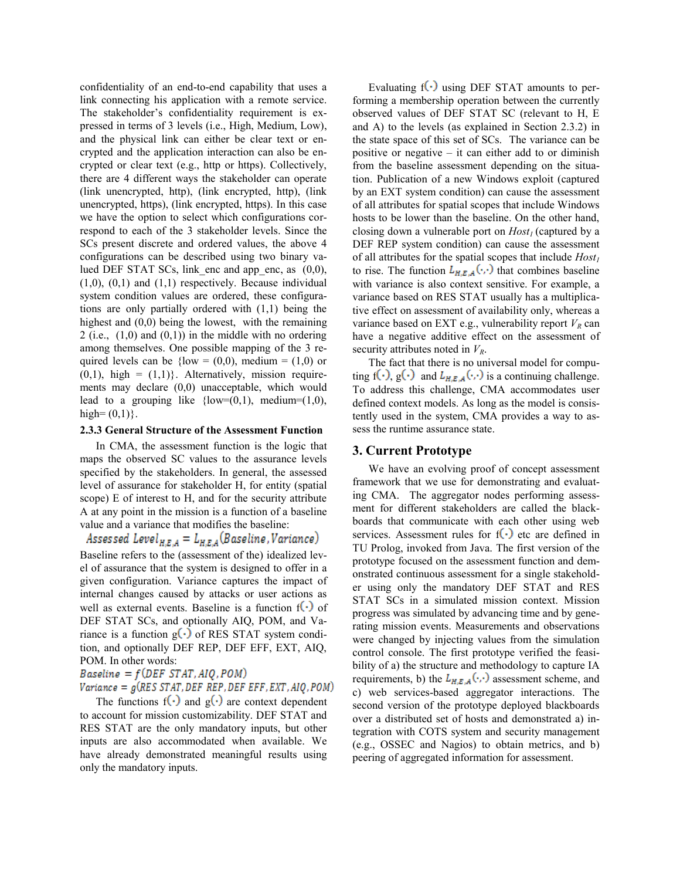confidentiality of an end-to-end capability that uses a link connecting his application with a remote service. The stakeholder's confidentiality requirement is expressed in terms of 3 levels (i.e., High, Medium, Low), and the physical link can either be clear text or encrypted and the application interaction can also be encrypted or clear text (e.g., http or https). Collectively, there are 4 different ways the stakeholder can operate (link unencrypted, http), (link encrypted, http), (link unencrypted, https), (link encrypted, https). In this case we have the option to select which configurations correspond to each of the 3 stakeholder levels. Since the SCs present discrete and ordered values, the above 4 configurations can be described using two binary valued DEF STAT SCs, link_enc and app_enc, as (0,0), (1,0), (0,1) and (1,1) respectively. Because individual system condition values are ordered, these configurations are only partially ordered with (1,1) being the highest and (0,0) being the lowest, with the remaining 2 (i.e., (1,0) and (0,1)) in the middle with no ordering among themselves. One possible mapping of the 3 required levels can be {low = (0,0), medium = (1,0) or (0,1), high = (1,1)}. Alternatively, mission requirements may declare (0,0) unacceptable, which would lead to a grouping like {low=(0,1), medium=(1,0), high= (0,1)}.

**2.3.3 General Structure of the Assessment Function**

In CMA, the assessment function is the logic that maps the observed SC values to the assurance levels specified by the stakeholders. In general, the assessed level of assurance for stakeholder H, for entity (spatial scope) E of interest to H, and for the security attribute A at any point in the mission is a function of a baseline value and a variance that modifies the baseline:

$$Assessed\ Level_{H,E,A} = L_{H,E,A}(Baseline, Variance)$$

Baseline refers to the (assessment of the) idealized level of assurance that the system is designed to offer in a given configuration. Variance captures the impact of internal changes caused by attacks or user actions as well as external events. Baseline is a function $f(\cdot)$ of DEF STAT SCs, and optionally AIQ, POM, and Variance is a function $g(\cdot)$ of RES STAT system condition, and optionally DEF REP, DEF EFF, EXT, AIQ, POM. In other words:

$$Baseline = f(DEF\ STAT, AIQ, POM)$$

$$Variance = g(RES\ STAT, DEF\ REP, DEF\ EFF, EXT, AIQ, POM)$$

The functions $f(\cdot)$ and $g(\cdot)$ are context dependent to account for mission customizability. DEF STAT and RES STAT are the only mandatory inputs, but other inputs are also accommodated when available. We have already demonstrated meaningful results using only the mandatory inputs.

Evaluating $f(\cdot)$ using DEF STAT amounts to performing a membership operation between the currently observed values of DEF STAT SC (relevant to H, E and A) to the levels (as explained in Section 2.3.2) in the state space of this set of SCs. The variance can be positive or negative – it can either add to or diminish from the baseline assessment depending on the situation. Publication of a new Windows exploit (captured by an EXT system condition) can cause the assessment of all attributes for spatial scopes that include Windows hosts to be lower than the baseline. On the other hand, closing down a vulnerable port on $Host_1$ (captured by a DEF REP system condition) can cause the assessment of all attributes for the spatial scopes that include $Host_1$ to rise. The function $L_{H,E,A}(\cdot,\cdot)$ that combines baseline with variance is also context sensitive. For example, a variance based on RES STAT usually has a multiplicative effect on assessment of availability only, whereas a variance based on EXT e.g., vulnerability report $V_R$ can have a negative additive effect on the assessment of security attributes noted in $V_R$.

The fact that there is no universal model for computing $f(\cdot)$, $g(\cdot)$ and $L_{H,E,A}(\cdot,\cdot)$ is a continuing challenge. To address this challenge, CMA accommodates user defined context models. As long as the model is consistently used in the system, CMA provides a way to assess the runtime assurance state.

## 3. Current Prototype

We have an evolving proof of concept assessment framework that we use for demonstrating and evaluating CMA. The aggregator nodes performing assessment for different stakeholders are called the blackboards that communicate with each other using web services. Assessment rules for $f(\cdot)$ etc are defined in TU Prolog, invoked from Java. The first version of the prototype focused on the assessment function and demonstrated continuous assessment for a single stakeholder using only the mandatory DEF STAT and RES STAT SCs in a simulated mission context. Mission progress was simulated by advancing time and by generating mission events. Measurements and observations were changed by injecting values from the simulation control console. The first prototype verified the feasibility of a) the structure and methodology to capture IA requirements, b) the $L_{H,E,A}(\cdot,\cdot)$ assessment scheme, and c) web services-based aggregator interactions. The second version of the prototype deployed blackboards over a distributed set of hosts and demonstrated a) integration with COTS system and security management (e.g., OSSEC and Nagios) to obtain metrics, and b) peering of aggregated information for assessment.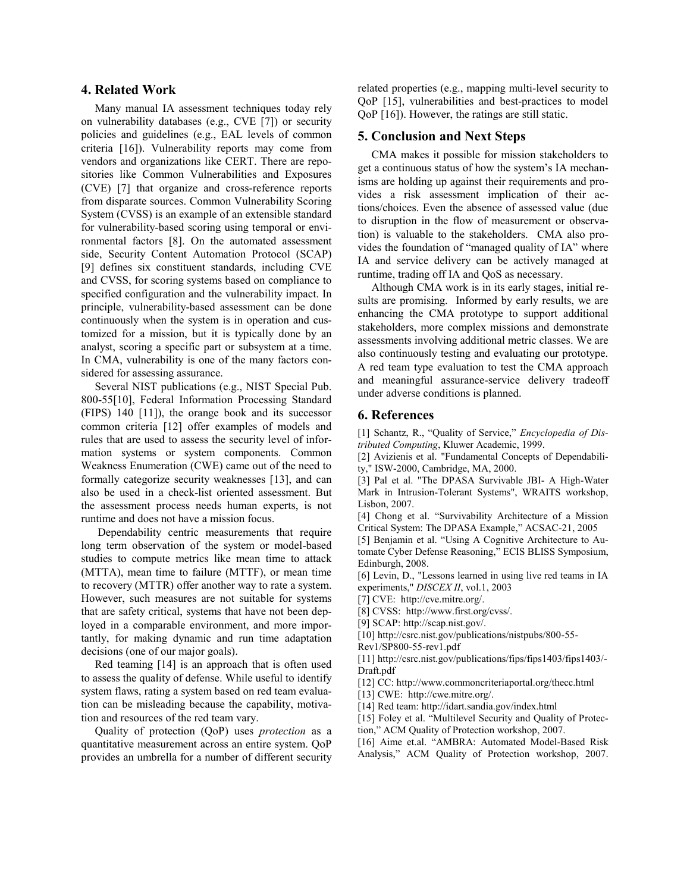## 4. Related Work

Many manual IA assessment techniques today rely on vulnerability databases (e.g., CVE [7]) or security policies and guidelines (e.g., EAL levels of common criteria [16]). Vulnerability reports may come from vendors and organizations like CERT. There are repositories like Common Vulnerabilities and Exposures (CVE) [7] that organize and cross-reference reports from disparate sources. Common Vulnerability Scoring System (CVSS) is an example of an extensible standard for vulnerability-based scoring using temporal or environmental factors [8]. On the automated assessment side, Security Content Automation Protocol (SCAP) [9] defines six constituent standards, including CVE and CVSS, for scoring systems based on compliance to specified configuration and the vulnerability impact. In principle, vulnerability-based assessment can be done continuously when the system is in operation and customized for a mission, but it is typically done by an analyst, scoring a specific part or subsystem at a time. In CMA, vulnerability is one of the many factors considered for assessing assurance.

Several NIST publications (e.g., NIST Special Pub. 800-55[10], Federal Information Processing Standard (FIPS) 140 [11]), the orange book and its successor common criteria [12] offer examples of models and rules that are used to assess the security level of information systems or system components. Common Weakness Enumeration (CWE) came out of the need to formally categorize security weaknesses [13], and can also be used in a check-list oriented assessment. But the assessment process needs human experts, is not runtime and does not have a mission focus.

Dependability centric measurements that require long term observation of the system or model-based studies to compute metrics like mean time to attack (MTTA), mean time to failure (MTTF), or mean time to recovery (MTTR) offer another way to rate a system. However, such measures are not suitable for systems that are safety critical, systems that have not been deployed in a comparable environment, and more importantly, for making dynamic and run time adaptation decisions (one of our major goals).

Red teaming [14] is an approach that is often used to assess the quality of defense. While useful to identify system flaws, rating a system based on red team evaluation can be misleading because the capability, motivation and resources of the red team vary.

Quality of protection (QoP) uses *protection* as a quantitative measurement across an entire system. QoP provides an umbrella for a number of different security related properties (e.g., mapping multi-level security to QoP [15], vulnerabilities and best-practices to model QoP [16]). However, the ratings are still static.

## 5. Conclusion and Next Steps

CMA makes it possible for mission stakeholders to get a continuous status of how the system's IA mechanisms are holding up against their requirements and provides a risk assessment implication of their actions/choices. Even the absence of assessed value (due to disruption in the flow of measurement or observation) is valuable to the stakeholders. CMA also provides the foundation of "managed quality of IA" where IA and service delivery can be actively managed at runtime, trading off IA and QoS as necessary.

Although CMA work is in its early stages, initial results are promising. Informed by early results, we are enhancing the CMA prototype to support additional stakeholders, more complex missions and demonstrate assessments involving additional metric classes. We are also continuously testing and evaluating our prototype. A red team type evaluation to test the CMA approach and meaningful assurance-service delivery tradeoff under adverse conditions is planned.

## 6. References

[1] Schantz, R., "Quality of Service," *Encyclopedia of Distributed Computing*, Kluwer Academic, 1999.

[2] Avizienis et al. "Fundamental Concepts of Dependability," ISW-2000, Cambridge, MA, 2000.

[3] Pal et al. "The DPASA Survivable JBI- A High-Water Mark in Intrusion-Tolerant Systems", WRAITS workshop, Lisbon, 2007.

[4] Chong et al. "Survivability Architecture of a Mission Critical System: The DPASA Example," ACSAC-21, 2005

[5] Benjamin et al. "Using A Cognitive Architecture to Automate Cyber Defense Reasoning," ECIS BLISS Symposium, Edinburgh, 2008.

[6] Levin, D., "Lessons learned in using live red teams in IA experiments," *DISCEX II*, vol.1, 2003

[7] CVE: http://cve.mitre.org/.

[8] CVSS: http://www.first.org/cvss/.

[9] SCAP: http://scap.nist.gov/.

[10] http://csrc.nist.gov/publications/nistpubs/800-55-Rev1/SP800-55-rev1.pdf

[11] http://csrc.nist.gov/publications/fips/fips1403/fips1403/-Draft.pdf

[12] CC: http://www.commoncriteriaportal.org/thecc.html

[13] CWE: http://cwe.mitre.org/.

[14] Red team: http://idart.sandia.gov/index.html

[15] Foley et al. "Multilevel Security and Quality of Protection," ACM Quality of Protection workshop, 2007.

[16] Aime et.al. "AMBRA: Automated Model-Based Risk Analysis," ACM Quality of Protection workshop, 2007.